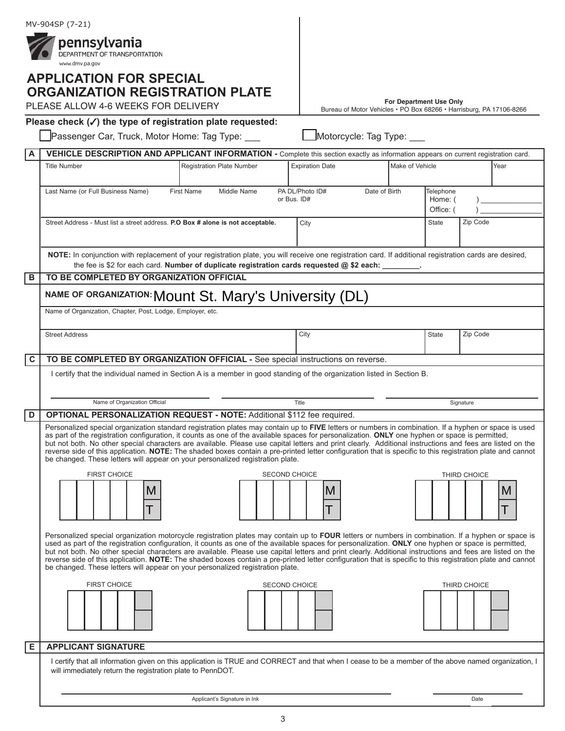MV-904SP (7-21)

pennsylvania
DEPARTMENT OF TRANSPORTATION
www.dmv.pa.gov

# APPLICATION FOR SPECIAL ORGANIZATION REGISTRATION PLATE

PLEASE ALLOW 4-6 WEEKS FOR DELIVERY

**For Department Use Only**
Bureau of Motor Vehicles • PO Box 68266 • Harrisburg, PA 17106-8266

**Please check (✓) the type of registration plate requested:**

☐ Passenger Car, Truck, Motor Home: Tag Type: ___ ☐ Motorcycle: Tag Type: ___

## A VEHICLE DESCRIPTION AND APPLICANT INFORMATION - Complete this section exactly as information appears on current registration card.

| Title Number | Registration Plate Number | Expiration Date | Make of Vehicle | Year |
|---|---|---|---|---|
| | | | | |

| Last Name (or Full Business Name) | First Name | Middle Name | PA DL/Photo ID# or Bus. ID# | Date of Birth | Telephone Home: ( ) ______ Office: ( ) ______ |
|---|---|---|---|---|---|
| | | | | | |

| Street Address - Must list a street address. **P.O Box # alone is not acceptable.** | City | State | Zip Code |
|---|---|---|---|
| | | | |

**NOTE:** In conjunction with replacement of your registration plate, you will receive one registration card. If additional registration cards are desired, the fee is $2 for each card. **Number of duplicate registration cards requested @ $2 each: ________.**

## B TO BE COMPLETED BY ORGANIZATION OFFICIAL

**NAME OF ORGANIZATION:** Mount St. Mary's University (DL)

Name of Organization, Chapter, Post, Lodge, Employer, etc.

| Street Address | City | State | Zip Code |
|---|---|---|---|
| | | | |

## C TO BE COMPLETED BY ORGANIZATION OFFICIAL - See special instructions on reverse.

I certify that the individual named in Section A is a member in good standing of the organization listed in Section B.

| Name of Organization Official | Title | Signature |
|---|---|---|
| | | |

## D OPTIONAL PERSONALIZATION REQUEST - NOTE: Additional $112 fee required.

Personalized special organization standard registration plates may contain up to **FIVE** letters or numbers in combination. If a hyphen or space is used as part of the registration configuration, it counts as one of the available spaces for personalization. **ONLY** one hyphen or space is permitted, but not both. No other special characters are available. Please use capital letters and print clearly. Additional instructions and fees are listed on the reverse side of this application. **NOTE:** The shaded boxes contain a pre-printed letter configuration that is specific to this registration plate and cannot be changed. These letters will appear on your personalized registration plate.

FIRST CHOICE: ☐☐☐☐☐ M T

SECOND CHOICE: ☐☐☐☐☐ M T

THIRD CHOICE: ☐☐☐☐☐ M T

Personalized special organization motorcycle registration plates may contain up to **FOUR** letters or numbers in combination. If a hyphen or space is used as part of the registration configuration, it counts as one of the available spaces for personalization. **ONLY** one hyphen or space is permitted, but not both. No other special characters are available. Please use capital letters and print clearly. Additional instructions and fees are listed on the reverse side of this application. **NOTE:** The shaded boxes contain a pre-printed letter configuration that is specific to this registration plate and cannot be changed. These letters will appear on your personalized registration plate.

FIRST CHOICE: ☐☐☐☐

SECOND CHOICE: ☐☐☐☐

THIRD CHOICE: ☐☐☐☐

## E APPLICANT SIGNATURE

I certify that all information given on this application is TRUE and CORRECT and that when I cease to be a member of the above named organization, I will immediately return the registration plate to PennDOT.

| Applicant's Signature in Ink | Date |
|---|---|
| | |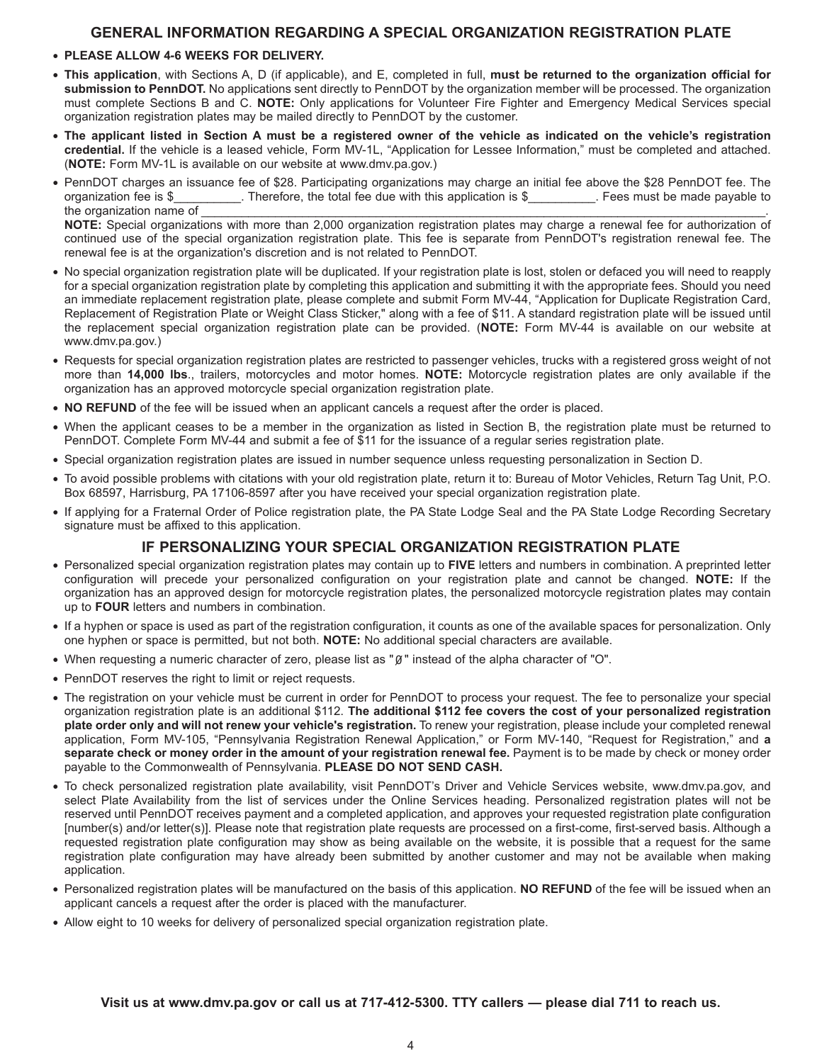## GENERAL INFORMATION REGARDING A SPECIAL ORGANIZATION REGISTRATION PLATE

- **PLEASE ALLOW 4-6 WEEKS FOR DELIVERY.**
- **This application**, with Sections A, D (if applicable), and E, completed in full, **must be returned to the organization official for submission to PennDOT.** No applications sent directly to PennDOT by the organization member will be processed. The organization must complete Sections B and C. **NOTE:** Only applications for Volunteer Fire Fighter and Emergency Medical Services special organization registration plates may be mailed directly to PennDOT by the customer.
- **The applicant listed in Section A must be a registered owner of the vehicle as indicated on the vehicle's registration credential.** If the vehicle is a leased vehicle, Form MV-1L, "Application for Lessee Information," must be completed and attached. (**NOTE:** Form MV-1L is available on our website at www.dmv.pa.gov.)
- PennDOT charges an issuance fee of $28. Participating organizations may charge an initial fee above the $28 PennDOT fee. The organization fee is $__________. Therefore, the total fee due with this application is $__________. Fees must be made payable to the organization name of ________________________________________________________________________________________.
  **NOTE:** Special organizations with more than 2,000 organization registration plates may charge a renewal fee for authorization of continued use of the special organization registration plate. This fee is separate from PennDOT's registration renewal fee. The renewal fee is at the organization's discretion and is not related to PennDOT.
- No special organization registration plate will be duplicated. If your registration plate is lost, stolen or defaced you will need to reapply for a special organization registration plate by completing this application and submitting it with the appropriate fees. Should you need an immediate replacement registration plate, please complete and submit Form MV-44, "Application for Duplicate Registration Card, Replacement of Registration Plate or Weight Class Sticker," along with a fee of $11. A standard registration plate will be issued until the replacement special organization registration plate can be provided. (**NOTE:** Form MV-44 is available on our website at www.dmv.pa.gov.)
- Requests for special organization registration plates are restricted to passenger vehicles, trucks with a registered gross weight of not more than **14,000 lbs**., trailers, motorcycles and motor homes. **NOTE:** Motorcycle registration plates are only available if the organization has an approved motorcycle special organization registration plate.
- **NO REFUND** of the fee will be issued when an applicant cancels a request after the order is placed.
- When the applicant ceases to be a member in the organization as listed in Section B, the registration plate must be returned to PennDOT. Complete Form MV-44 and submit a fee of $11 for the issuance of a regular series registration plate.
- Special organization registration plates are issued in number sequence unless requesting personalization in Section D.
- To avoid possible problems with citations with your old registration plate, return it to: Bureau of Motor Vehicles, Return Tag Unit, P.O. Box 68597, Harrisburg, PA 17106-8597 after you have received your special organization registration plate.
- If applying for a Fraternal Order of Police registration plate, the PA State Lodge Seal and the PA State Lodge Recording Secretary signature must be affixed to this application.

## IF PERSONALIZING YOUR SPECIAL ORGANIZATION REGISTRATION PLATE

- Personalized special organization registration plates may contain up to **FIVE** letters and numbers in combination. A preprinted letter configuration will precede your personalized configuration on your registration plate and cannot be changed. **NOTE:** If the organization has an approved design for motorcycle registration plates, the personalized motorcycle registration plates may contain up to **FOUR** letters and numbers in combination.
- If a hyphen or space is used as part of the registration configuration, it counts as one of the available spaces for personalization. Only one hyphen or space is permitted, but not both. **NOTE:** No additional special characters are available.
- When requesting a numeric character of zero, please list as "Ø" instead of the alpha character of "O".
- PennDOT reserves the right to limit or reject requests.
- The registration on your vehicle must be current in order for PennDOT to process your request. The fee to personalize your special organization registration plate is an additional $112. **The additional $112 fee covers the cost of your personalized registration plate order only and will not renew your vehicle's registration.** To renew your registration, please include your completed renewal application, Form MV-105, "Pennsylvania Registration Renewal Application," or Form MV-140, "Request for Registration," and **a separate check or money order in the amount of your registration renewal fee.** Payment is to be made by check or money order payable to the Commonwealth of Pennsylvania. **PLEASE DO NOT SEND CASH.**
- To check personalized registration plate availability, visit PennDOT's Driver and Vehicle Services website, www.dmv.pa.gov, and select Plate Availability from the list of services under the Online Services heading. Personalized registration plates will not be reserved until PennDOT receives payment and a completed application, and approves your requested registration plate configuration [number(s) and/or letter(s)]. Please note that registration plate requests are processed on a first-come, first-served basis. Although a requested registration plate configuration may show as being available on the website, it is possible that a request for the same registration plate configuration may have already been submitted by another customer and may not be available when making application.
- Personalized registration plates will be manufactured on the basis of this application. **NO REFUND** of the fee will be issued when an applicant cancels a request after the order is placed with the manufacturer.
- Allow eight to 10 weeks for delivery of personalized special organization registration plate.

**Visit us at www.dmv.pa.gov or call us at 717-412-5300. TTY callers — please dial 711 to reach us.**